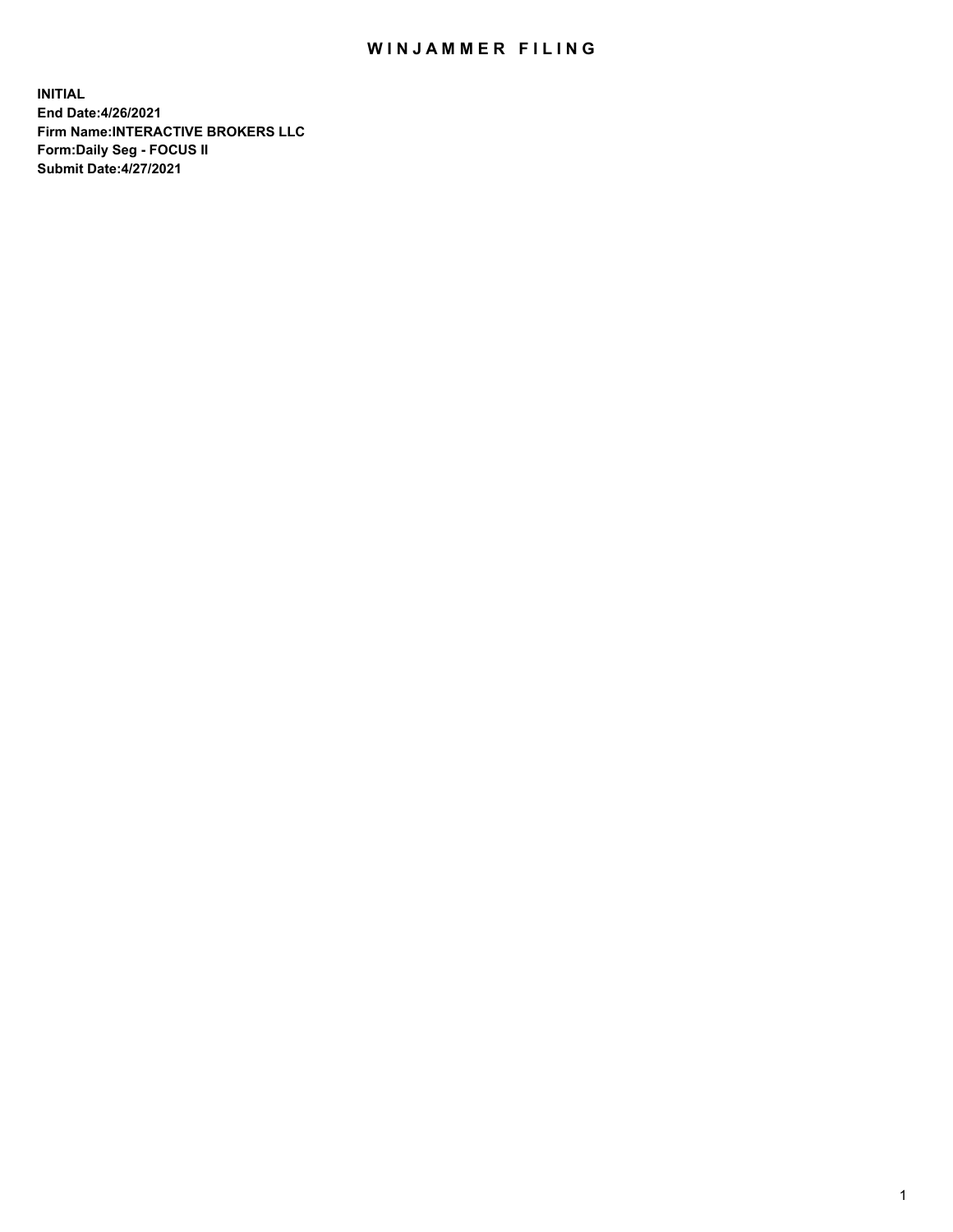# WINJAMMER FILING

**INITIAL**
**End Date:4/26/2021**
**Firm Name:INTERACTIVE BROKERS LLC**
**Form:Daily Seg - FOCUS II**
**Submit Date:4/27/2021**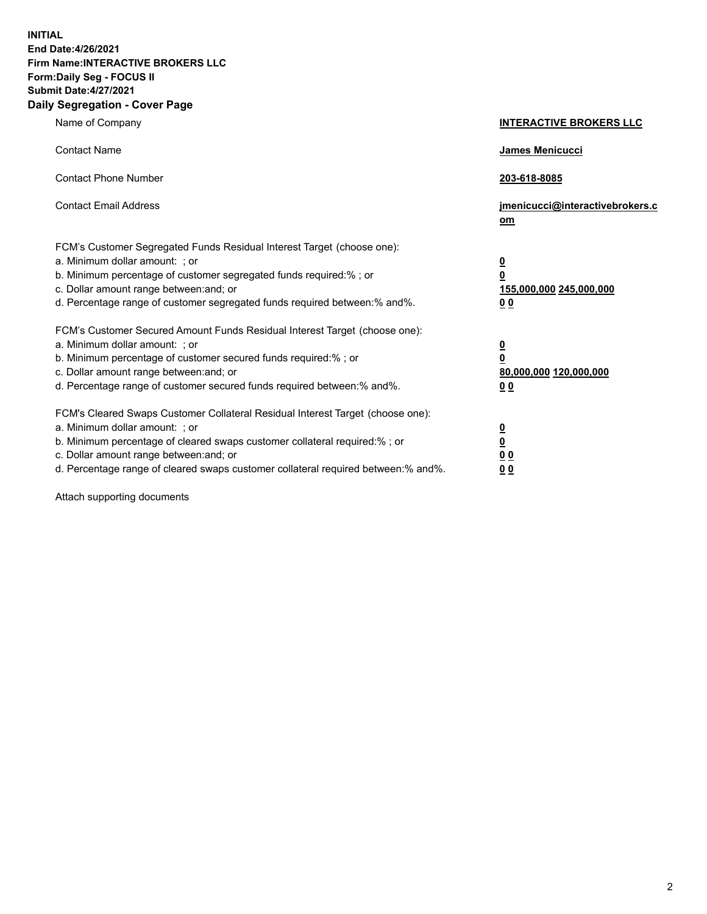**INITIAL**
**End Date:4/26/2021**
**Firm Name:INTERACTIVE BROKERS LLC**
**Form:Daily Seg - FOCUS II**
**Submit Date:4/27/2021**

## Daily Segregation - Cover Page

| | |
|---|---|
| Name of Company | **INTERACTIVE BROKERS LLC** |
| Contact Name | **James Menicucci** |
| Contact Phone Number | **203-618-8085** |
| Contact Email Address | **jmenicucci@interactivebrokers.com** |

FCM's Customer Segregated Funds Residual Interest Target (choose one):

| | |
|---|---|
| a. Minimum dollar amount: ; or | **0** |
| b. Minimum percentage of customer segregated funds required:% ; or | **0** |
| c. Dollar amount range between:and; or | **155,000,000 245,000,000** |
| d. Percentage range of customer segregated funds required between:% and%. | **0 0** |

FCM's Customer Secured Amount Funds Residual Interest Target (choose one):

| | |
|---|---|
| a. Minimum dollar amount: ; or | **0** |
| b. Minimum percentage of customer secured funds required:% ; or | **0** |
| c. Dollar amount range between:and; or | **80,000,000 120,000,000** |
| d. Percentage range of customer secured funds required between:% and%. | **0 0** |

FCM's Cleared Swaps Customer Collateral Residual Interest Target (choose one):

| | |
|---|---|
| a. Minimum dollar amount: ; or | **0** |
| b. Minimum percentage of cleared swaps customer collateral required:% ; or | **0** |
| c. Dollar amount range between:and; or | **0 0** |
| d. Percentage range of cleared swaps customer collateral required between:% and%. | **0 0** |

Attach supporting documents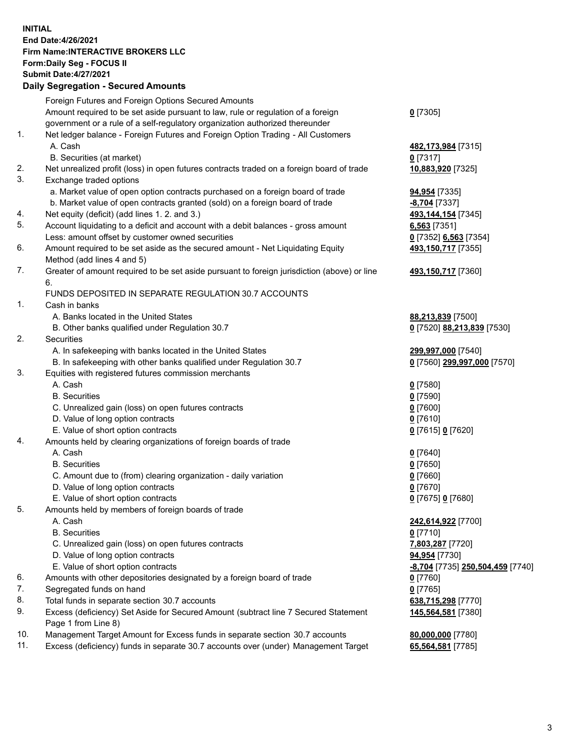**INITIAL**
**End Date:4/26/2021**
**Firm Name:INTERACTIVE BROKERS LLC**
**Form:Daily Seg - FOCUS II**
**Submit Date:4/27/2021**

### Daily Segregation - Secured Amounts

| | | |
|---|---|---|
| | Foreign Futures and Foreign Options Secured Amounts | |
| | Amount required to be set aside pursuant to law, rule or regulation of a foreign government or a rule of a self-regulatory organization authorized thereunder | **0** [7305] |
| 1. | Net ledger balance - Foreign Futures and Foreign Option Trading - All Customers | |
| | A. Cash | **482,173,984** [7315] |
| | B. Securities (at market) | **0** [7317] |
| 2. | Net unrealized profit (loss) in open futures contracts traded on a foreign board of trade | **10,883,920** [7325] |
| 3. | Exchange traded options | |
| | a. Market value of open option contracts purchased on a foreign board of trade | **94,954** [7335] |
| | b. Market value of open contracts granted (sold) on a foreign board of trade | **-8,704** [7337] |
| 4. | Net equity (deficit) (add lines 1. 2. and 3.) | **493,144,154** [7345] |
| 5. | Account liquidating to a deficit and account with a debit balances - gross amount | **6,563** [7351] |
| | Less: amount offset by customer owned securities | **0** [7352] **6,563** [7354] |
| 6. | Amount required to be set aside as the secured amount - Net Liquidating Equity Method (add lines 4 and 5) | **493,150,717** [7355] |
| 7. | Greater of amount required to be set aside pursuant to foreign jurisdiction (above) or line 6. | **493,150,717** [7360] |
| | FUNDS DEPOSITED IN SEPARATE REGULATION 30.7 ACCOUNTS | |
| 1. | Cash in banks | |
| | A. Banks located in the United States | **88,213,839** [7500] |
| | B. Other banks qualified under Regulation 30.7 | **0** [7520] **88,213,839** [7530] |
| 2. | Securities | |
| | A. In safekeeping with banks located in the United States | **299,997,000** [7540] |
| | B. In safekeeping with other banks qualified under Regulation 30.7 | **0** [7560] **299,997,000** [7570] |
| 3. | Equities with registered futures commission merchants | |
| | A. Cash | **0** [7580] |
| | B. Securities | **0** [7590] |
| | C. Unrealized gain (loss) on open futures contracts | **0** [7600] |
| | D. Value of long option contracts | **0** [7610] |
| | E. Value of short option contracts | **0** [7615] **0** [7620] |
| 4. | Amounts held by clearing organizations of foreign boards of trade | |
| | A. Cash | **0** [7640] |
| | B. Securities | **0** [7650] |
| | C. Amount due to (from) clearing organization - daily variation | **0** [7660] |
| | D. Value of long option contracts | **0** [7670] |
| | E. Value of short option contracts | **0** [7675] **0** [7680] |
| 5. | Amounts held by members of foreign boards of trade | |
| | A. Cash | **242,614,922** [7700] |
| | B. Securities | **0** [7710] |
| | C. Unrealized gain (loss) on open futures contracts | **7,803,287** [7720] |
| | D. Value of long option contracts | **94,954** [7730] |
| | E. Value of short option contracts | **-8,704** [7735] **250,504,459** [7740] |
| 6. | Amounts with other depositories designated by a foreign board of trade | **0** [7760] |
| 7. | Segregated funds on hand | **0** [7765] |
| 8. | Total funds in separate section 30.7 accounts | **638,715,298** [7770] |
| 9. | Excess (deficiency) Set Aside for Secured Amount (subtract line 7 Secured Statement Page 1 from Line 8) | **145,564,581** [7380] |
| 10. | Management Target Amount for Excess funds in separate section 30.7 accounts | **80,000,000** [7780] |
| 11. | Excess (deficiency) funds in separate 30.7 accounts over (under) Management Target | **65,564,581** [7785] |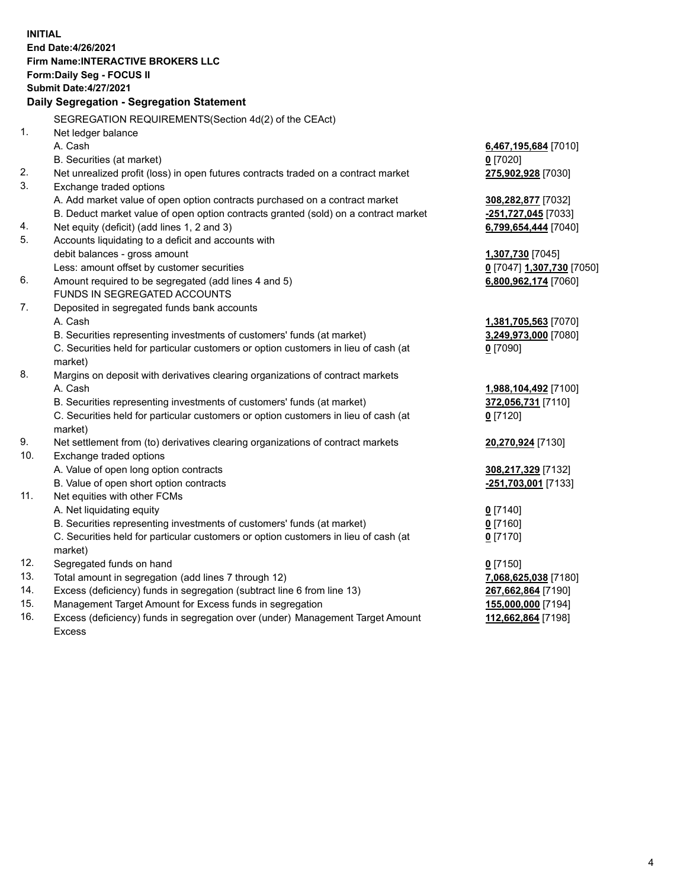**INITIAL**
**End Date:4/26/2021**
**Firm Name:INTERACTIVE BROKERS LLC**
**Form:Daily Seg - FOCUS II**
**Submit Date:4/27/2021**

**Daily Segregation - Segregation Statement**

SEGREGATION REQUIREMENTS(Section 4d(2) of the CEAct)

| | | |
|---|---|---|
| 1. | Net ledger balance | |
| | A. Cash | 6,467,195,684 [7010] |
| | B. Securities (at market) | 0 [7020] |
| 2. | Net unrealized profit (loss) in open futures contracts traded on a contract market | 275,902,928 [7030] |
| 3. | Exchange traded options | |
| | A. Add market value of open option contracts purchased on a contract market | 308,282,877 [7032] |
| | B. Deduct market value of open option contracts granted (sold) on a contract market | -251,727,045 [7033] |
| 4. | Net equity (deficit) (add lines 1, 2 and 3) | 6,799,654,444 [7040] |
| 5. | Accounts liquidating to a deficit and accounts with | |
| | debit balances - gross amount | 1,307,730 [7045] |
| | Less: amount offset by customer securities | 0 [7047] 1,307,730 [7050] |
| 6. | Amount required to be segregated (add lines 4 and 5) | 6,800,962,174 [7060] |
| | FUNDS IN SEGREGATED ACCOUNTS | |
| 7. | Deposited in segregated funds bank accounts | |
| | A. Cash | 1,381,705,563 [7070] |
| | B. Securities representing investments of customers' funds (at market) | 3,249,973,000 [7080] |
| | C. Securities held for particular customers or option customers in lieu of cash (at market) | 0 [7090] |
| 8. | Margins on deposit with derivatives clearing organizations of contract markets | |
| | A. Cash | 1,988,104,492 [7100] |
| | B. Securities representing investments of customers' funds (at market) | 372,056,731 [7110] |
| | C. Securities held for particular customers or option customers in lieu of cash (at market) | 0 [7120] |
| 9. | Net settlement from (to) derivatives clearing organizations of contract markets | 20,270,924 [7130] |
| 10. | Exchange traded options | |
| | A. Value of open long option contracts | 308,217,329 [7132] |
| | B. Value of open short option contracts | -251,703,001 [7133] |
| 11. | Net equities with other FCMs | |
| | A. Net liquidating equity | 0 [7140] |
| | B. Securities representing investments of customers' funds (at market) | 0 [7160] |
| | C. Securities held for particular customers or option customers in lieu of cash (at market) | 0 [7170] |
| 12. | Segregated funds on hand | 0 [7150] |
| 13. | Total amount in segregation (add lines 7 through 12) | 7,068,625,038 [7180] |
| 14. | Excess (deficiency) funds in segregation (subtract line 6 from line 13) | 267,662,864 [7190] |
| 15. | Management Target Amount for Excess funds in segregation | 155,000,000 [7194] |
| 16. | Excess (deficiency) funds in segregation over (under) Management Target Amount Excess | 112,662,864 [7198] |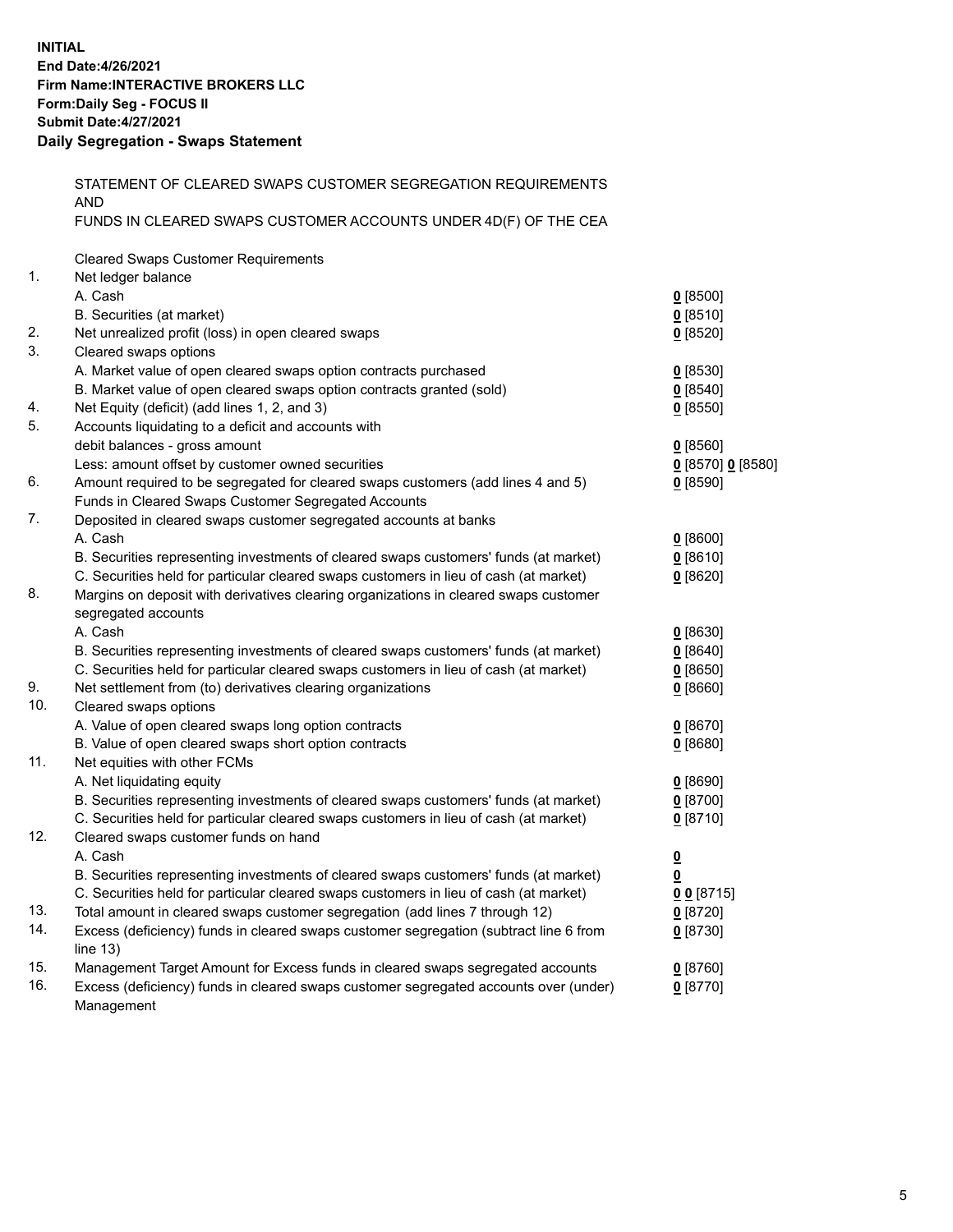**INITIAL**
**End Date:4/26/2021**
**Firm Name:INTERACTIVE BROKERS LLC**
**Form:Daily Seg - FOCUS II**
**Submit Date:4/27/2021**
**Daily Segregation - Swaps Statement**

STATEMENT OF CLEARED SWAPS CUSTOMER SEGREGATION REQUIREMENTS AND
FUNDS IN CLEARED SWAPS CUSTOMER ACCOUNTS UNDER 4D(F) OF THE CEA

| | | |
|---|---|---|
| | Cleared Swaps Customer Requirements | |
| 1. | Net ledger balance | |
| | A. Cash | 0 [8500] |
| | B. Securities (at market) | 0 [8510] |
| 2. | Net unrealized profit (loss) in open cleared swaps | 0 [8520] |
| 3. | Cleared swaps options | |
| | A. Market value of open cleared swaps option contracts purchased | 0 [8530] |
| | B. Market value of open cleared swaps option contracts granted (sold) | 0 [8540] |
| 4. | Net Equity (deficit) (add lines 1, 2, and 3) | 0 [8550] |
| 5. | Accounts liquidating to a deficit and accounts with | |
| | debit balances - gross amount | 0 [8560] |
| | Less: amount offset by customer owned securities | 0 [8570] 0 [8580] |
| 6. | Amount required to be segregated for cleared swaps customers (add lines 4 and 5) | 0 [8590] |
| | Funds in Cleared Swaps Customer Segregated Accounts | |
| 7. | Deposited in cleared swaps customer segregated accounts at banks | |
| | A. Cash | 0 [8600] |
| | B. Securities representing investments of cleared swaps customers' funds (at market) | 0 [8610] |
| | C. Securities held for particular cleared swaps customers in lieu of cash (at market) | 0 [8620] |
| 8. | Margins on deposit with derivatives clearing organizations in cleared swaps customer segregated accounts | |
| | A. Cash | 0 [8630] |
| | B. Securities representing investments of cleared swaps customers' funds (at market) | 0 [8640] |
| | C. Securities held for particular cleared swaps customers in lieu of cash (at market) | 0 [8650] |
| 9. | Net settlement from (to) derivatives clearing organizations | 0 [8660] |
| 10. | Cleared swaps options | |
| | A. Value of open cleared swaps long option contracts | 0 [8670] |
| | B. Value of open cleared swaps short option contracts | 0 [8680] |
| 11. | Net equities with other FCMs | |
| | A. Net liquidating equity | 0 [8690] |
| | B. Securities representing investments of cleared swaps customers' funds (at market) | 0 [8700] |
| | C. Securities held for particular cleared swaps customers in lieu of cash (at market) | 0 [8710] |
| 12. | Cleared swaps customer funds on hand | |
| | A. Cash | 0 |
| | B. Securities representing investments of cleared swaps customers' funds (at market) | 0 |
| | C. Securities held for particular cleared swaps customers in lieu of cash (at market) | 0 0 [8715] |
| 13. | Total amount in cleared swaps customer segregation (add lines 7 through 12) | 0 [8720] |
| 14. | Excess (deficiency) funds in cleared swaps customer segregation (subtract line 6 from line 13) | 0 [8730] |
| 15. | Management Target Amount for Excess funds in cleared swaps segregated accounts | 0 [8760] |
| 16. | Excess (deficiency) funds in cleared swaps customer segregated accounts over (under) Management | 0 [8770] |